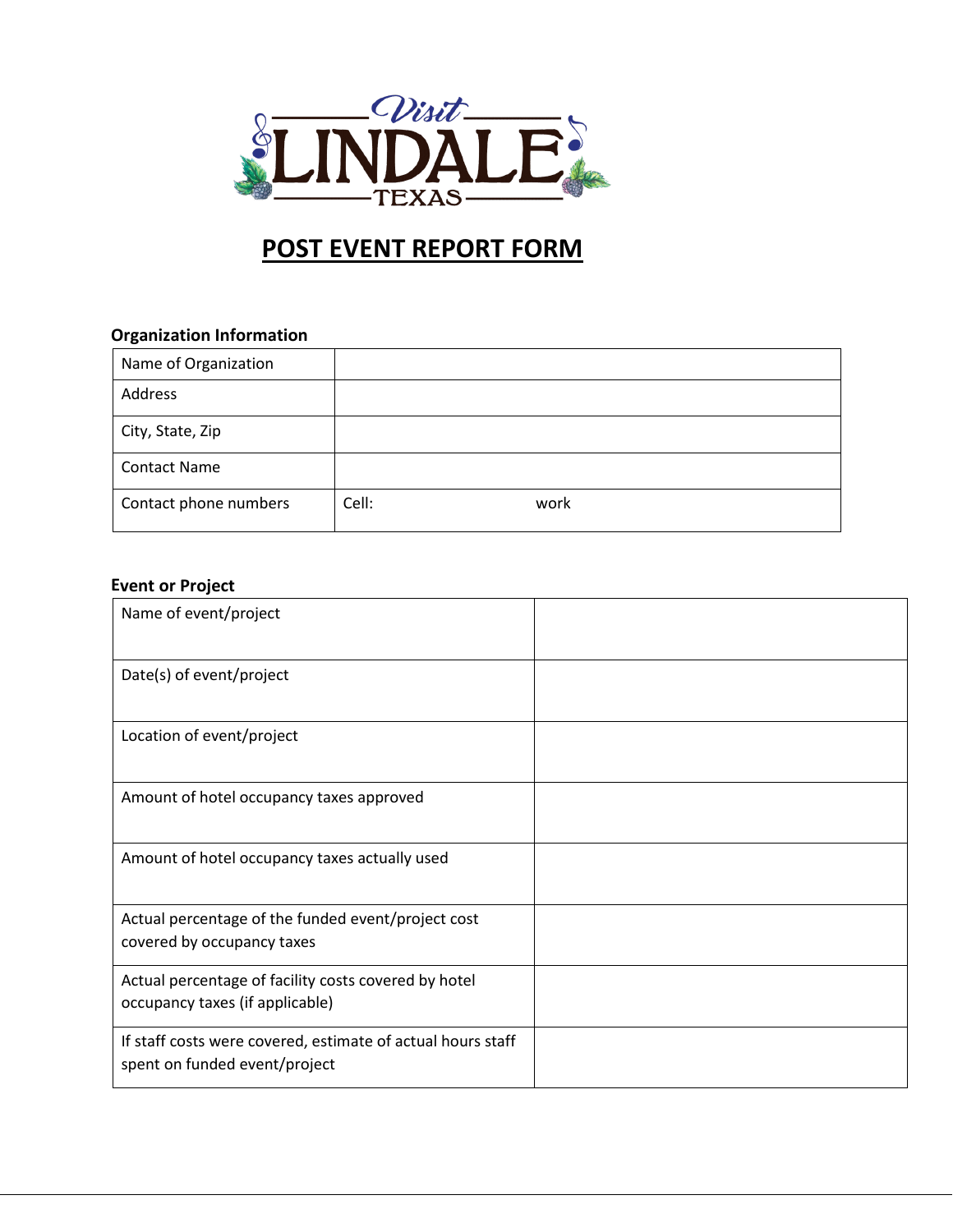Visit LINDALE TEXAS

# POST EVENT REPORT FORM

**Organization Information**

| | |
|---|---|
| Name of Organization | |
| Address | |
| City, State, Zip | |
| Contact Name | |
| Contact phone numbers | Cell: work |

**Event or Project**

| | |
|---|---|
| Name of event/project | |
| Date(s) of event/project | |
| Location of event/project | |
| Amount of hotel occupancy taxes approved | |
| Amount of hotel occupancy taxes actually used | |
| Actual percentage of the funded event/project cost covered by occupancy taxes | |
| Actual percentage of facility costs covered by hotel occupancy taxes (if applicable) | |
| If staff costs were covered, estimate of actual hours staff spent on funded event/project | |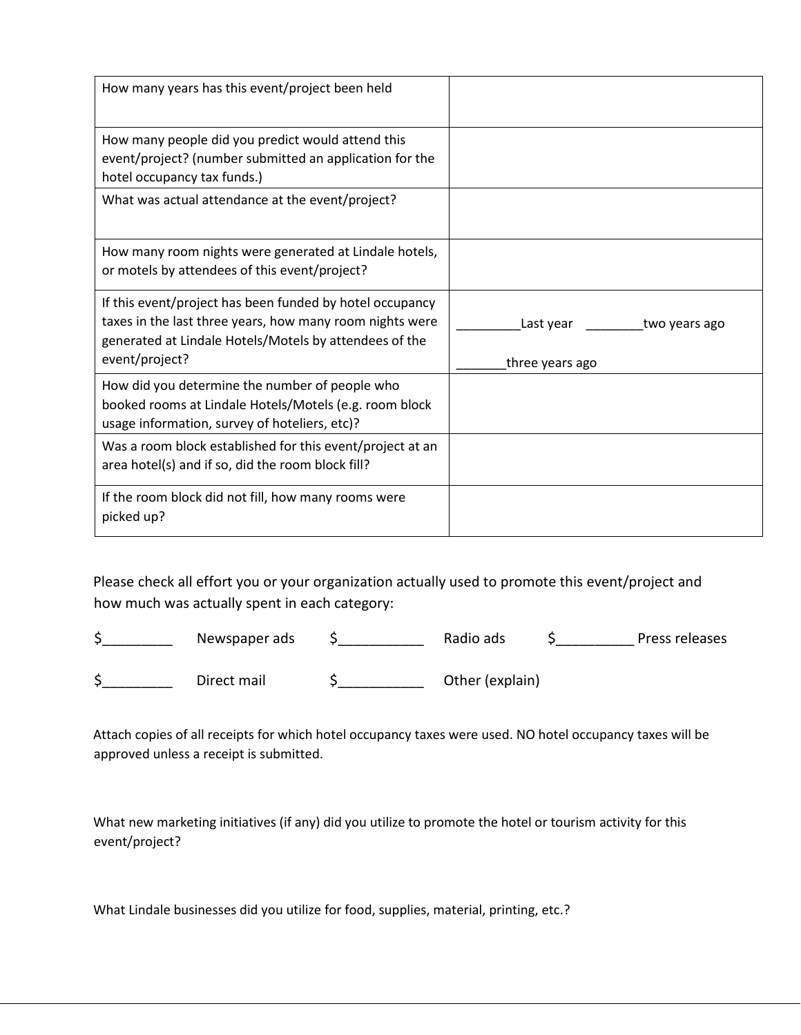| How many years has this event/project been held | |
|---|---|
| How many people did you predict would attend this event/project? (number submitted an application for the hotel occupancy tax funds.) | |
| What was actual attendance at the event/project? | |
| How many room nights were generated at Lindale hotels, or motels by attendees of this event/project? | |
| If this event/project has been funded by hotel occupancy taxes in the last three years, how many room nights were generated at Lindale Hotels/Motels by attendees of the event/project? | _________Last year ________two years ago _______three years ago |
| How did you determine the number of people who booked rooms at Lindale Hotels/Motels (e.g. room block usage information, survey of hoteliers, etc)? | |
| Was a room block established for this event/project at an area hotel(s) and if so, did the room block fill? | |
| If the room block did not fill, how many rooms were picked up? | |

Please check all effort you or your organization actually used to promote this event/project and how much was actually spent in each category:

$_________ Newspaper ads $___________ Radio ads $__________ Press releases

$_________ Direct mail $___________ Other (explain)

Attach copies of all receipts for which hotel occupancy taxes were used. NO hotel occupancy taxes will be approved unless a receipt is submitted.

What new marketing initiatives (if any) did you utilize to promote the hotel or tourism activity for this event/project?

What Lindale businesses did you utilize for food, supplies, material, printing, etc.?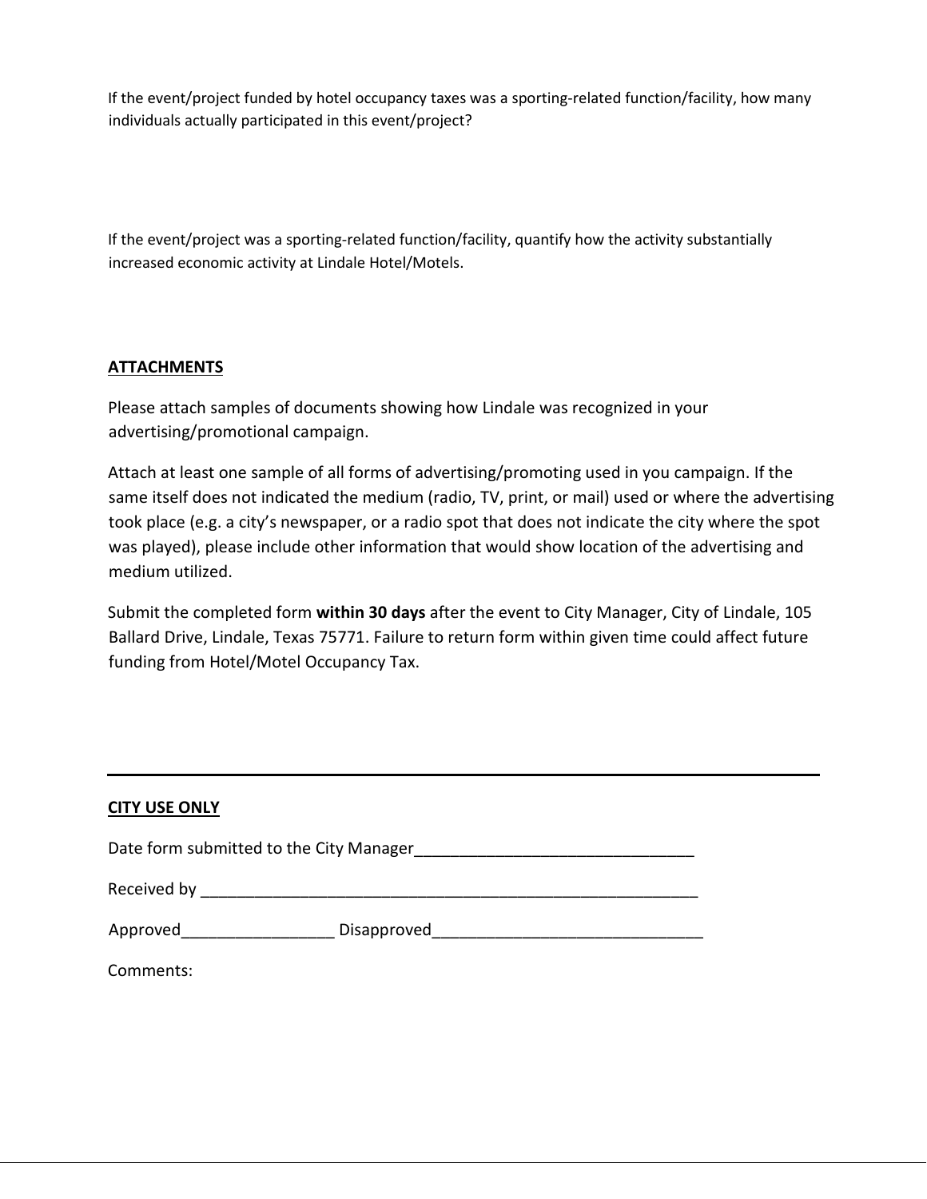If the event/project funded by hotel occupancy taxes was a sporting-related function/facility, how many individuals actually participated in this event/project?

If the event/project was a sporting-related function/facility, quantify how the activity substantially increased economic activity at Lindale Hotel/Motels.

**ATTACHMENTS**

Please attach samples of documents showing how Lindale was recognized in your advertising/promotional campaign.

Attach at least one sample of all forms of advertising/promoting used in you campaign. If the same itself does not indicated the medium (radio, TV, print, or mail) used or where the advertising took place (e.g. a city's newspaper, or a radio spot that does not indicate the city where the spot was played), please include other information that would show location of the advertising and medium utilized.

Submit the completed form **within 30 days** after the event to City Manager, City of Lindale, 105 Ballard Drive, Lindale, Texas 75771. Failure to return form within given time could affect future funding from Hotel/Motel Occupancy Tax.

---

**CITY USE ONLY**

Date form submitted to the City Manager_______________________________

Received by _________________________________________________________

Approved_________________ Disapproved______________________________

Comments: